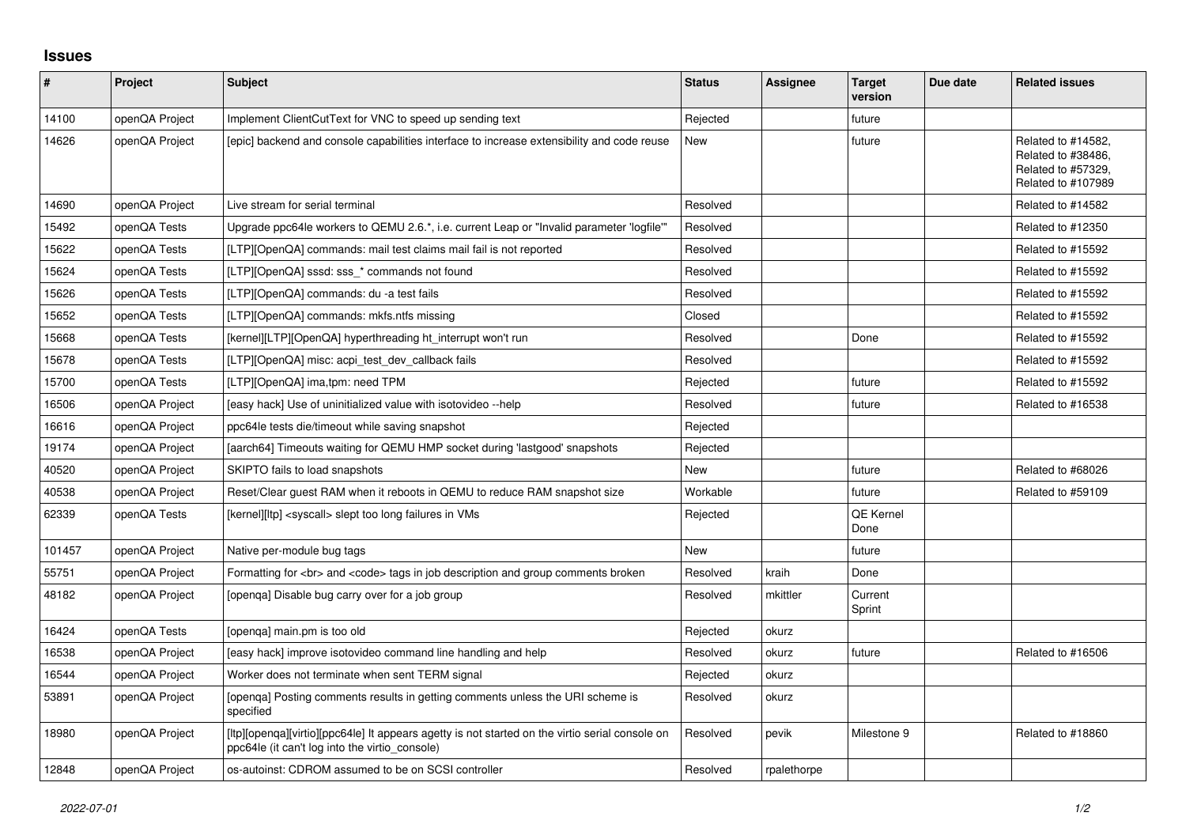# Issues

| # | Project | Subject | Status | Assignee | Target version | Due date | Related issues |
|---|---|---|---|---|---|---|---|
| 14100 | openQA Project | Implement ClientCutText for VNC to speed up sending text | Rejected | | future | | |
| 14626 | openQA Project | [epic] backend and console capabilities interface to increase extensibility and code reuse | New | | future | | Related to #14582, Related to #38486, Related to #57329, Related to #107989 |
| 14690 | openQA Project | Live stream for serial terminal | Resolved | | | | Related to #14582 |
| 15492 | openQA Tests | Upgrade ppc64le workers to QEMU 2.6.*, i.e. current Leap or "Invalid parameter 'logfile'" | Resolved | | | | Related to #12350 |
| 15622 | openQA Tests | [LTP][OpenQA] commands: mail test claims mail fail is not reported | Resolved | | | | Related to #15592 |
| 15624 | openQA Tests | [LTP][OpenQA] sssd: sss_* commands not found | Resolved | | | | Related to #15592 |
| 15626 | openQA Tests | [LTP][OpenQA] commands: du -a test fails | Resolved | | | | Related to #15592 |
| 15652 | openQA Tests | [LTP][OpenQA] commands: mkfs.ntfs missing | Closed | | | | Related to #15592 |
| 15668 | openQA Tests | [kernel][LTP][OpenQA] hyperthreading ht_interrupt won't run | Resolved | | Done | | Related to #15592 |
| 15678 | openQA Tests | [LTP][OpenQA] misc: acpi_test_dev_callback fails | Resolved | | | | Related to #15592 |
| 15700 | openQA Tests | [LTP][OpenQA] ima,tpm: need TPM | Rejected | | future | | Related to #15592 |
| 16506 | openQA Project | [easy hack] Use of uninitialized value with isotovideo --help | Resolved | | future | | Related to #16538 |
| 16616 | openQA Project | ppc64le tests die/timeout while saving snapshot | Rejected | | | | |
| 19174 | openQA Project | [aarch64] Timeouts waiting for QEMU HMP socket during 'lastgood' snapshots | Rejected | | | | |
| 40520 | openQA Project | SKIPTO fails to load snapshots | New | | future | | Related to #68026 |
| 40538 | openQA Project | Reset/Clear guest RAM when it reboots in QEMU to reduce RAM snapshot size | Workable | | future | | Related to #59109 |
| 62339 | openQA Tests | [kernel][ltp] <syscall> slept too long failures in VMs | Rejected | | QE Kernel Done | | |
| 101457 | openQA Project | Native per-module bug tags | New | | future | | |
| 55751 | openQA Project | Formatting for <br> and <code> tags in job description and group comments broken | Resolved | kraih | Done | | |
| 48182 | openQA Project | [openqa] Disable bug carry over for a job group | Resolved | mkittler | Current Sprint | | |
| 16424 | openQA Tests | [openqa] main.pm is too old | Rejected | okurz | | | |
| 16538 | openQA Project | [easy hack] improve isotovideo command line handling and help | Resolved | okurz | future | | Related to #16506 |
| 16544 | openQA Project | Worker does not terminate when sent TERM signal | Rejected | okurz | | | |
| 53891 | openQA Project | [openqa] Posting comments results in getting comments unless the URI scheme is specified | Resolved | okurz | | | |
| 18980 | openQA Project | [ltp][openqa][virtio][ppc64le] It appears agetty is not started on the virtio serial console on ppc64le (it can't log into the virtio_console) | Resolved | pevik | Milestone 9 | | Related to #18860 |
| 12848 | openQA Project | os-autoinst: CDROM assumed to be on SCSI controller | Resolved | rpalethorpe | | | |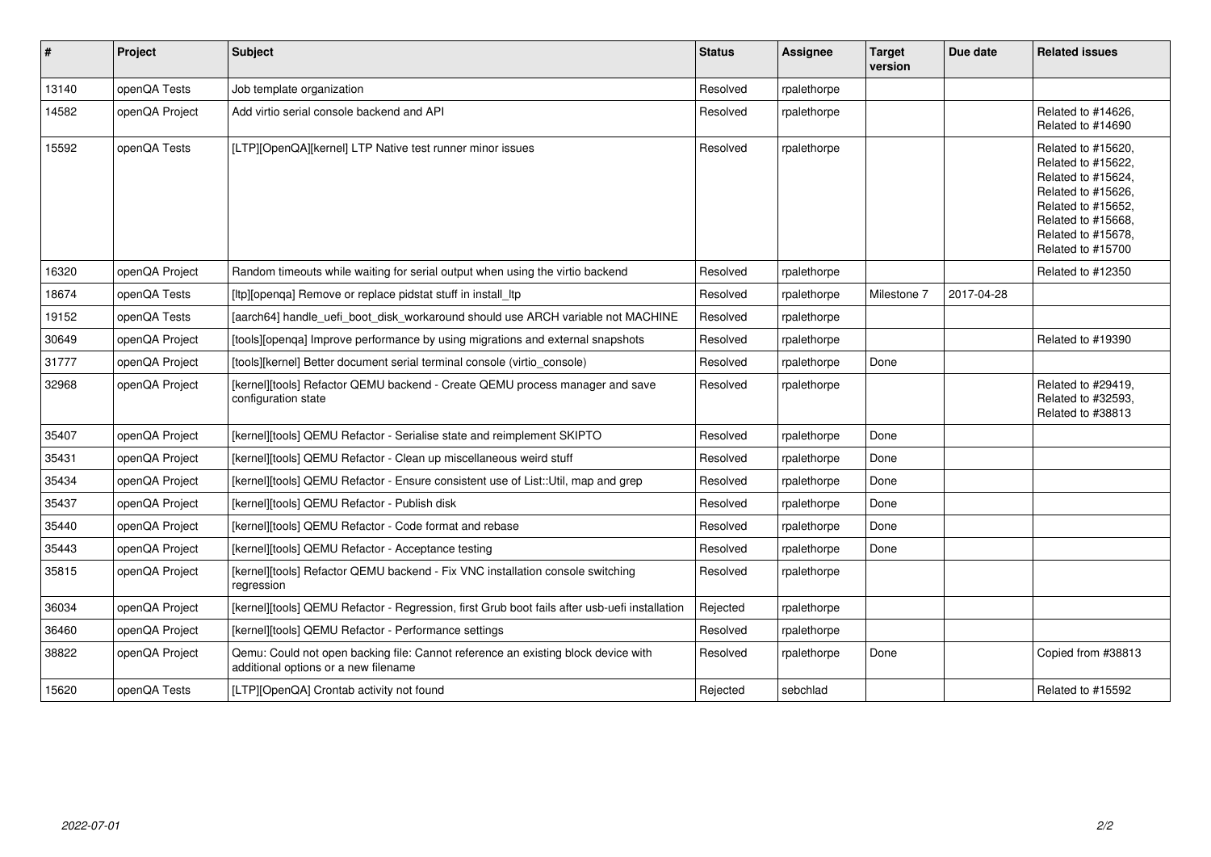| # | Project | Subject | Status | Assignee | Target version | Due date | Related issues |
|---|---|---|---|---|---|---|---|
| 13140 | openQA Tests | Job template organization | Resolved | rpalethorpe | | | |
| 14582 | openQA Project | Add virtio serial console backend and API | Resolved | rpalethorpe | | | Related to #14626, Related to #14690 |
| 15592 | openQA Tests | [LTP][OpenQA][kernel] LTP Native test runner minor issues | Resolved | rpalethorpe | | | Related to #15620, Related to #15622, Related to #15624, Related to #15626, Related to #15652, Related to #15668, Related to #15678, Related to #15700 |
| 16320 | openQA Project | Random timeouts while waiting for serial output when using the virtio backend | Resolved | rpalethorpe | | | Related to #12350 |
| 18674 | openQA Tests | [ltp][openqa] Remove or replace pidstat stuff in install_ltp | Resolved | rpalethorpe | Milestone 7 | 2017-04-28 | |
| 19152 | openQA Tests | [aarch64] handle_uefi_boot_disk_workaround should use ARCH variable not MACHINE | Resolved | rpalethorpe | | | |
| 30649 | openQA Project | [tools][openqa] Improve performance by using migrations and external snapshots | Resolved | rpalethorpe | | | Related to #19390 |
| 31777 | openQA Project | [tools][kernel] Better document serial terminal console (virtio_console) | Resolved | rpalethorpe | Done | | |
| 32968 | openQA Project | [kernel][tools] Refactor QEMU backend - Create QEMU process manager and save configuration state | Resolved | rpalethorpe | | | Related to #29419, Related to #32593, Related to #38813 |
| 35407 | openQA Project | [kernel][tools] QEMU Refactor - Serialise state and reimplement SKIPTO | Resolved | rpalethorpe | Done | | |
| 35431 | openQA Project | [kernel][tools] QEMU Refactor - Clean up miscellaneous weird stuff | Resolved | rpalethorpe | Done | | |
| 35434 | openQA Project | [kernel][tools] QEMU Refactor - Ensure consistent use of List::Util, map and grep | Resolved | rpalethorpe | Done | | |
| 35437 | openQA Project | [kernel][tools] QEMU Refactor - Publish disk | Resolved | rpalethorpe | Done | | |
| 35440 | openQA Project | [kernel][tools] QEMU Refactor - Code format and rebase | Resolved | rpalethorpe | Done | | |
| 35443 | openQA Project | [kernel][tools] QEMU Refactor - Acceptance testing | Resolved | rpalethorpe | Done | | |
| 35815 | openQA Project | [kernel][tools] Refactor QEMU backend - Fix VNC installation console switching regression | Resolved | rpalethorpe | | | |
| 36034 | openQA Project | [kernel][tools] QEMU Refactor - Regression, first Grub boot fails after usb-uefi installation | Rejected | rpalethorpe | | | |
| 36460 | openQA Project | [kernel][tools] QEMU Refactor - Performance settings | Resolved | rpalethorpe | | | |
| 38822 | openQA Project | Qemu: Could not open backing file: Cannot reference an existing block device with additional options or a new filename | Resolved | rpalethorpe | Done | | Copied from #38813 |
| 15620 | openQA Tests | [LTP][OpenQA] Crontab activity not found | Rejected | sebchlad | | | Related to #15592 |